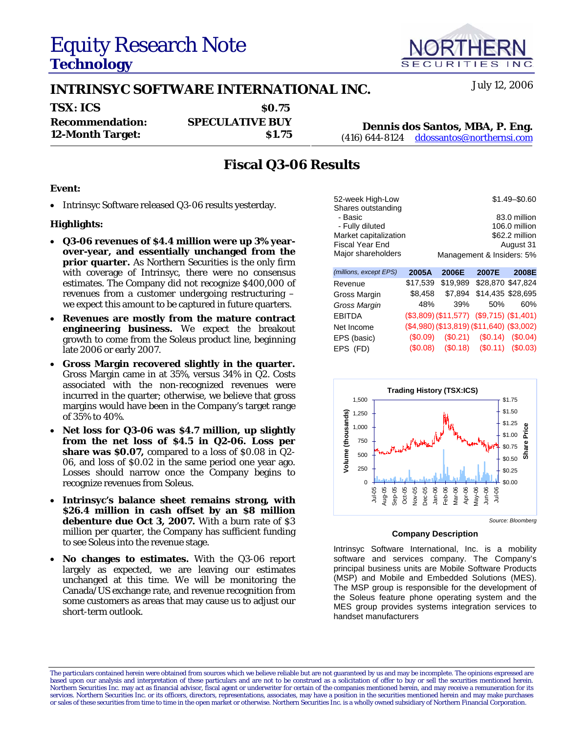# Equity Research Note
## Technology

NORTHERN SECURITIES INC.

## INTRINSYC SOFTWARE INTERNATIONAL INC.

July 12, 2006

| | |
|---|---|
| **TSX: ICS** | **$0.75** |
| **Recommendation:** | **SPECULATIVE BUY** |
| **12-Month Target:** | **$1.75** |

**Dennis dos Santos, MBA, P. Eng.**
(416) 644-8124 ddossantos@northernsi.com

## Fiscal Q3-06 Results

**Event:**

- Intrinsyc Software released Q3-06 results yesterday.

**Highlights:**

- **Q3-06 revenues of $4.4 million were up 3% year-over-year, and essentially unchanged from the prior quarter.** As Northern Securities is the only firm with coverage of Intrinsyc, there were no consensus estimates. The Company did not recognize $400,000 of revenues from a customer undergoing restructuring – we expect this amount to be captured in future quarters.
- **Revenues are mostly from the mature contract engineering business.** We expect the breakout growth to come from the Soleus product line, beginning late 2006 or early 2007.
- **Gross Margin recovered slightly in the quarter.** Gross Margin came in at 35%, versus 34% in Q2. Costs associated with the non-recognized revenues were incurred in the quarter; otherwise, we believe that gross margins would have been in the Company's target range of 35% to 40%.
- **Net loss for Q3-06 was $4.7 million, up slightly from the net loss of $4.5 in Q2-06. Loss per share was $0.07,** compared to a loss of $0.08 in Q2-06, and loss of $0.02 in the same period one year ago. Losses should narrow once the Company begins to recognize revenues from Soleus.
- **Intrinsyc's balance sheet remains strong, with $26.4 million in cash offset by an $8 million debenture due Oct 3, 2007.** With a burn rate of $3 million per quarter, the Company has sufficient funding to see Soleus into the revenue stage.
- **No changes to estimates.** With the Q3-06 report largely as expected, we are leaving our estimates unchanged at this time. We will be monitoring the Canada/US exchange rate, and revenue recognition from some customers as areas that may cause us to adjust our short-term outlook.

| | |
|---|---|
| 52-week High-Low | $1.49–$0.60 |
| Shares outstanding | |
| - Basic | 83.0 million |
| - Fully diluted | 106.0 million |
| Market capitalization | $62.2 million |
| Fiscal Year End | August 31 |
| Major shareholders | Management & Insiders: 5% |

| *(millions, except EPS)* | 2005A | 2006E | 2007E | 2008E |
|---|---|---|---|---|
| Revenue | $17,539 | $19,989 | $28,870 | $47,824 |
| Gross Margin | $8,458 | $7,894 | $14,435 | $28,695 |
| *Gross Margin* | 48% | 39% | 50% | 60% |
| EBITDA | ($3,809) | ($11,577) | ($9,715) | ($1,401) |
| Net Income | ($4,980) | ($13,819) | ($11,640) | ($3,002) |
| EPS (basic) | ($0.09) | ($0.21) | ($0.14) | ($0.04) |
| EPS (FD) | ($0.08) | ($0.18) | ($0.11) | ($0.03) |

Trading History (TSX:ICS)

Source: Bloomberg

### Company Description

Intrinsyc Software International, Inc. is a mobility software and services company. The Company's principal business units are Mobile Software Products (MSP) and Mobile and Embedded Solutions (MES). The MSP group is responsible for the development of the Soleus feature phone operating system and the MES group provides systems integration services to handset manufacturers

The particulars contained herein were obtained from sources which we believe reliable but are not guaranteed by us and may be incomplete. The opinions expressed are based upon our analysis and interpretation of these particulars and are not to be construed as a solicitation of offer to buy or sell the securities mentioned herein. Northern Securities Inc. may act as financial advisor, fiscal agent or underwriter for certain of the companies mentioned herein, and may receive a remuneration for its services. Northern Securities Inc. or its officers, directors, representations, associates, may have a position in the securities mentioned herein and may make purchases or sales of these securities from time to time in the open market or otherwise. Northern Securities Inc. is a wholly owned subsidiary of Northern Financial Corporation.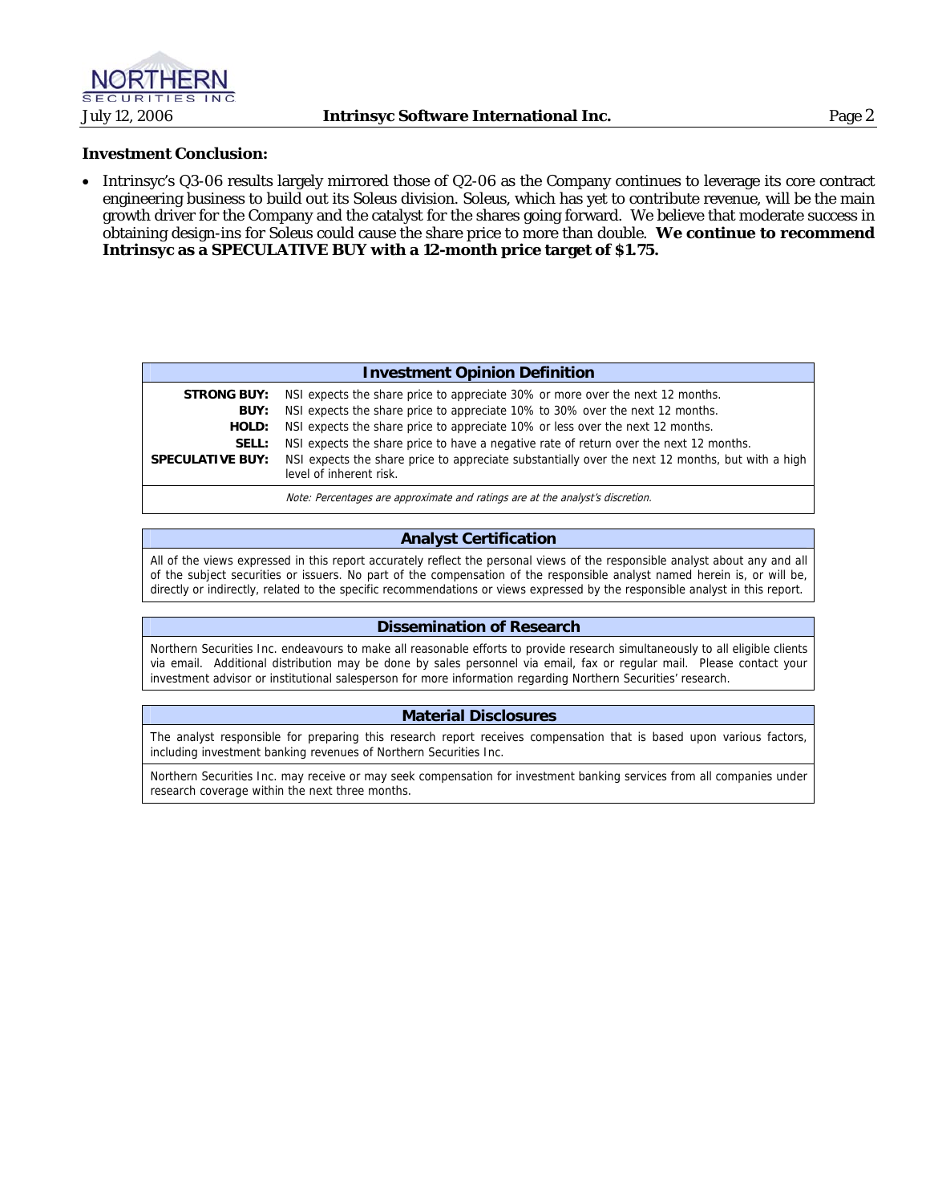**Investment Conclusion:**

- Intrinsyc's Q3-06 results largely mirrored those of Q2-06 as the Company continues to leverage its core contract engineering business to build out its Soleus division. Soleus, which has yet to contribute revenue, will be the main growth driver for the Company and the catalyst for the shares going forward. We believe that moderate success in obtaining design-ins for Soleus could cause the share price to more than double. **We continue to recommend Intrinsyc as a SPECULATIVE BUY with a 12-month price target of $1.75.**

| Investment Opinion Definition | |
|---|---|
| **STRONG BUY:** | NSI expects the share price to appreciate 30% or more over the next 12 months. |
| **BUY:** | NSI expects the share price to appreciate 10% to 30% over the next 12 months. |
| **HOLD:** | NSI expects the share price to appreciate 10% or less over the next 12 months. |
| **SELL:** | NSI expects the share price to have a negative rate of return over the next 12 months. |
| **SPECULATIVE BUY:** | NSI expects the share price to appreciate substantially over the next 12 months, but with a high level of inherent risk. |
| | *Note: Percentages are approximate and ratings are at the analyst's discretion.* |

### Analyst Certification

All of the views expressed in this report accurately reflect the personal views of the responsible analyst about any and all of the subject securities or issuers. No part of the compensation of the responsible analyst named herein is, or will be, directly or indirectly, related to the specific recommendations or views expressed by the responsible analyst in this report.

### Dissemination of Research

Northern Securities Inc. endeavours to make all reasonable efforts to provide research simultaneously to all eligible clients via email. Additional distribution may be done by sales personnel via email, fax or regular mail. Please contact your investment advisor or institutional salesperson for more information regarding Northern Securities' research.

### Material Disclosures

The analyst responsible for preparing this research report receives compensation that is based upon various factors, including investment banking revenues of Northern Securities Inc.

Northern Securities Inc. may receive or may seek compensation for investment banking services from all companies under research coverage within the next three months.